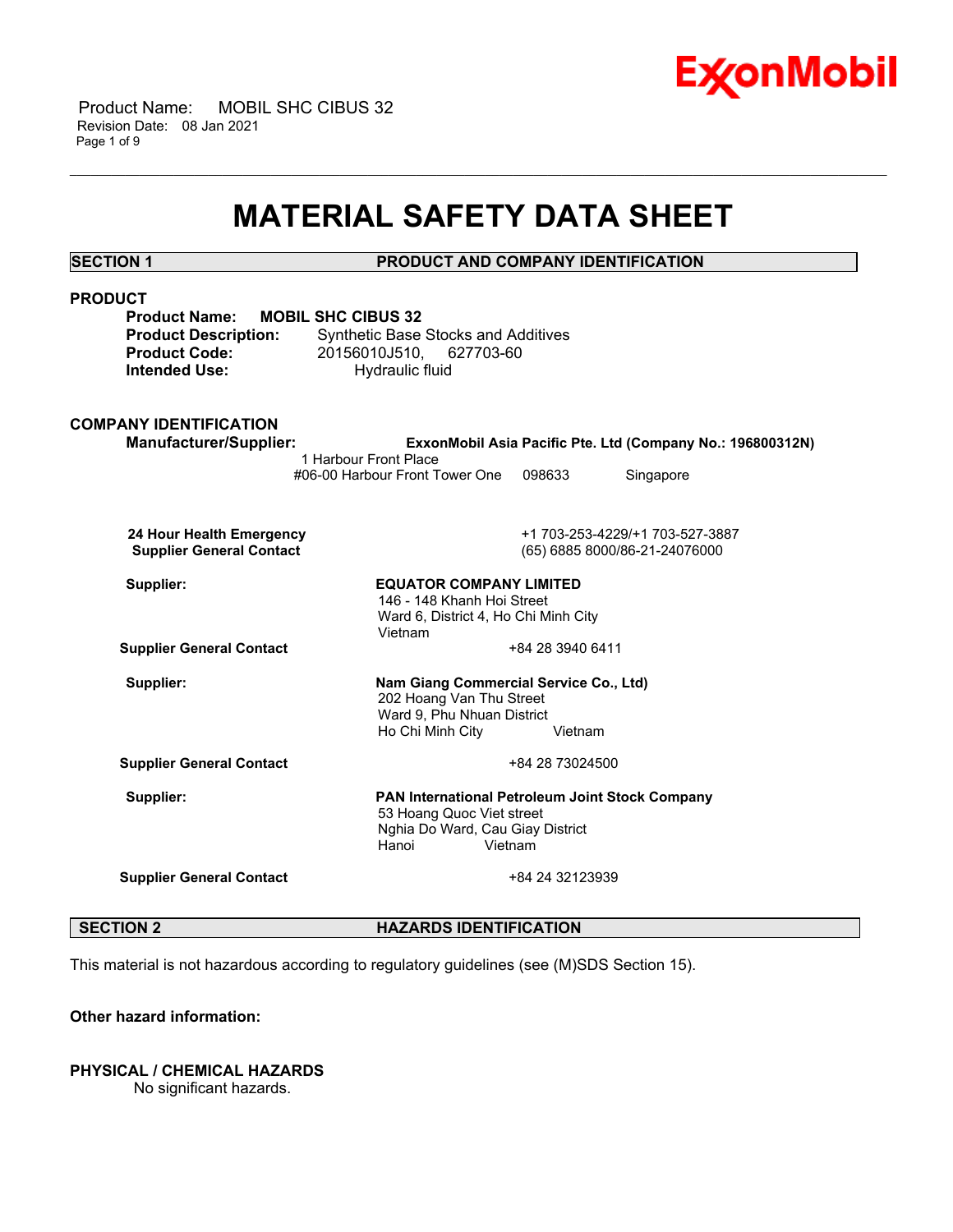# MATERIAL SAFETY DATA SHEET

## SECTION 1 PRODUCT AND COMPANY IDENTIFICATION

### PRODUCT

**Product Name:** **MOBIL SHC CIBUS 32**
**Product Description:** Synthetic Base Stocks and Additives
**Product Code:** 20156010J510, 627703-60
**Intended Use:** Hydraulic fluid

### COMPANY IDENTIFICATION

**Manufacturer/Supplier:** **ExxonMobil Asia Pacific Pte. Ltd (Company No.: 196800312N)**
1 Harbour Front Place
#06-00 Harbour Front Tower One 098633 Singapore

**24 Hour Health Emergency** +1 703-253-4229/+1 703-527-3887
**Supplier General Contact** (65) 6885 8000/86-21-24076000

**Supplier:** **EQUATOR COMPANY LIMITED**
146 - 148 Khanh Hoi Street
Ward 6, District 4, Ho Chi Minh City
Vietnam

**Supplier General Contact** +84 28 3940 6411

**Supplier:** **Nam Giang Commercial Service Co., Ltd)**
202 Hoang Van Thu Street
Ward 9, Phu Nhuan District
Ho Chi Minh City Vietnam

**Supplier General Contact** +84 28 73024500

**Supplier:** **PAN International Petroleum Joint Stock Company**
53 Hoang Quoc Viet street
Nghia Do Ward, Cau Giay District
Hanoi Vietnam

**Supplier General Contact** +84 24 32123939

## SECTION 2 HAZARDS IDENTIFICATION

This material is not hazardous according to regulatory guidelines (see (M)SDS Section 15).

**Other hazard information:**

### PHYSICAL / CHEMICAL HAZARDS

No significant hazards.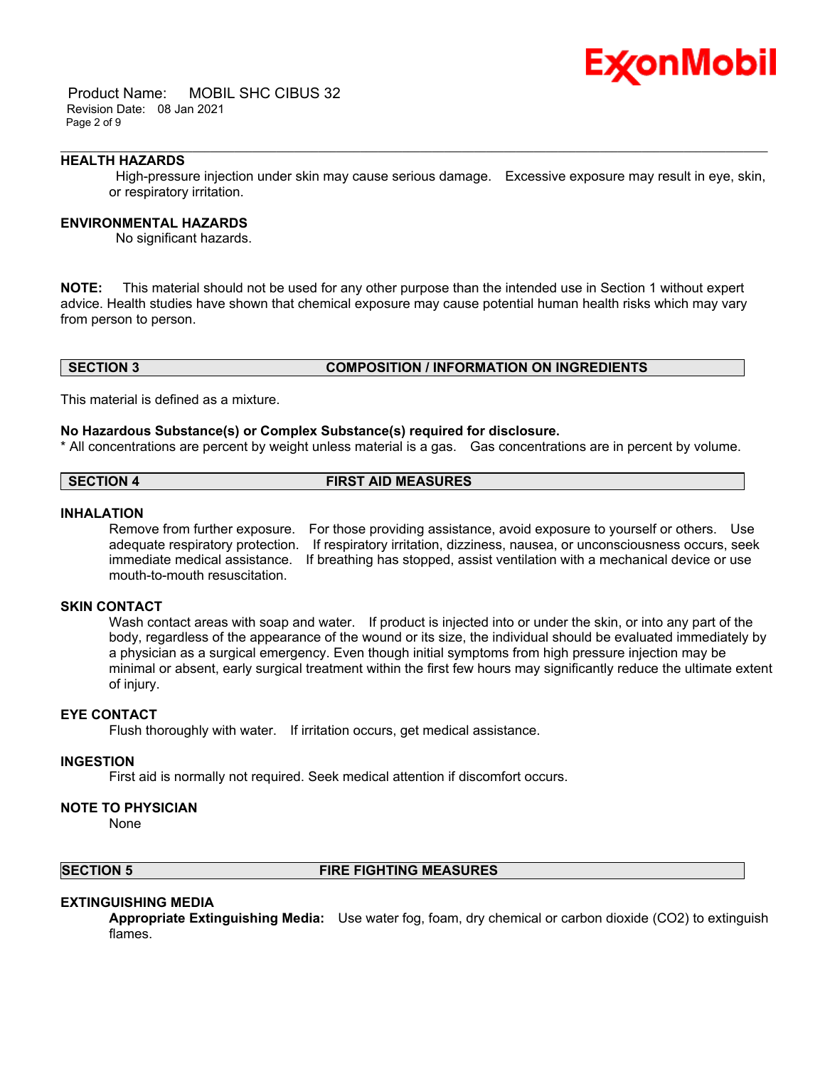### HEALTH HAZARDS

High-pressure injection under skin may cause serious damage. Excessive exposure may result in eye, skin, or respiratory irritation.

### ENVIRONMENTAL HAZARDS

No significant hazards.

**NOTE:** This material should not be used for any other purpose than the intended use in Section 1 without expert advice. Health studies have shown that chemical exposure may cause potential human health risks which may vary from person to person.

## SECTION 3 COMPOSITION / INFORMATION ON INGREDIENTS

This material is defined as a mixture.

**No Hazardous Substance(s) or Complex Substance(s) required for disclosure.**

* All concentrations are percent by weight unless material is a gas. Gas concentrations are in percent by volume.

## SECTION 4 FIRST AID MEASURES

### INHALATION

Remove from further exposure. For those providing assistance, avoid exposure to yourself or others. Use adequate respiratory protection. If respiratory irritation, dizziness, nausea, or unconsciousness occurs, seek immediate medical assistance. If breathing has stopped, assist ventilation with a mechanical device or use mouth-to-mouth resuscitation.

### SKIN CONTACT

Wash contact areas with soap and water. If product is injected into or under the skin, or into any part of the body, regardless of the appearance of the wound or its size, the individual should be evaluated immediately by a physician as a surgical emergency. Even though initial symptoms from high pressure injection may be minimal or absent, early surgical treatment within the first few hours may significantly reduce the ultimate extent of injury.

### EYE CONTACT

Flush thoroughly with water. If irritation occurs, get medical assistance.

### INGESTION

First aid is normally not required. Seek medical attention if discomfort occurs.

### NOTE TO PHYSICIAN

None

## SECTION 5 FIRE FIGHTING MEASURES

### EXTINGUISHING MEDIA

**Appropriate Extinguishing Media:** Use water fog, foam, dry chemical or carbon dioxide ($CO_2$) to extinguish flames.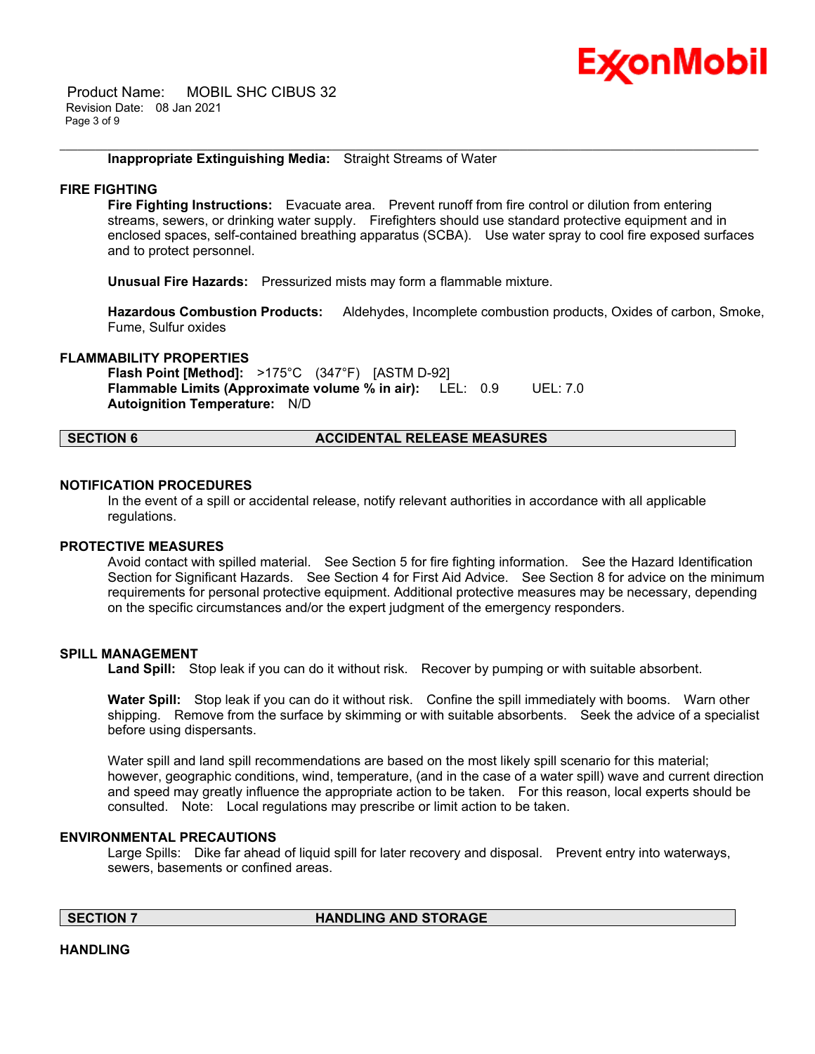**Inappropriate Extinguishing Media:** Straight Streams of Water

### FIRE FIGHTING

**Fire Fighting Instructions:** Evacuate area. Prevent runoff from fire control or dilution from entering streams, sewers, or drinking water supply. Firefighters should use standard protective equipment and in enclosed spaces, self-contained breathing apparatus (SCBA). Use water spray to cool fire exposed surfaces and to protect personnel.

**Unusual Fire Hazards:** Pressurized mists may form a flammable mixture.

**Hazardous Combustion Products:** Aldehydes, Incomplete combustion products, Oxides of carbon, Smoke, Fume, Sulfur oxides

### FLAMMABILITY PROPERTIES

**Flash Point [Method]:** >175°C (347°F) [ASTM D-92]
**Flammable Limits (Approximate volume % in air):** LEL: 0.9 UEL: 7.0
**Autoignition Temperature:** N/D

## SECTION 6 ACCIDENTAL RELEASE MEASURES

### NOTIFICATION PROCEDURES

In the event of a spill or accidental release, notify relevant authorities in accordance with all applicable regulations.

### PROTECTIVE MEASURES

Avoid contact with spilled material. See Section 5 for fire fighting information. See the Hazard Identification Section for Significant Hazards. See Section 4 for First Aid Advice. See Section 8 for advice on the minimum requirements for personal protective equipment. Additional protective measures may be necessary, depending on the specific circumstances and/or the expert judgment of the emergency responders.

### SPILL MANAGEMENT

**Land Spill:** Stop leak if you can do it without risk. Recover by pumping or with suitable absorbent.

**Water Spill:** Stop leak if you can do it without risk. Confine the spill immediately with booms. Warn other shipping. Remove from the surface by skimming or with suitable absorbents. Seek the advice of a specialist before using dispersants.

Water spill and land spill recommendations are based on the most likely spill scenario for this material; however, geographic conditions, wind, temperature, (and in the case of a water spill) wave and current direction and speed may greatly influence the appropriate action to be taken. For this reason, local experts should be consulted. Note: Local regulations may prescribe or limit action to be taken.

### ENVIRONMENTAL PRECAUTIONS

Large Spills: Dike far ahead of liquid spill for later recovery and disposal. Prevent entry into waterways, sewers, basements or confined areas.

## SECTION 7 HANDLING AND STORAGE

### HANDLING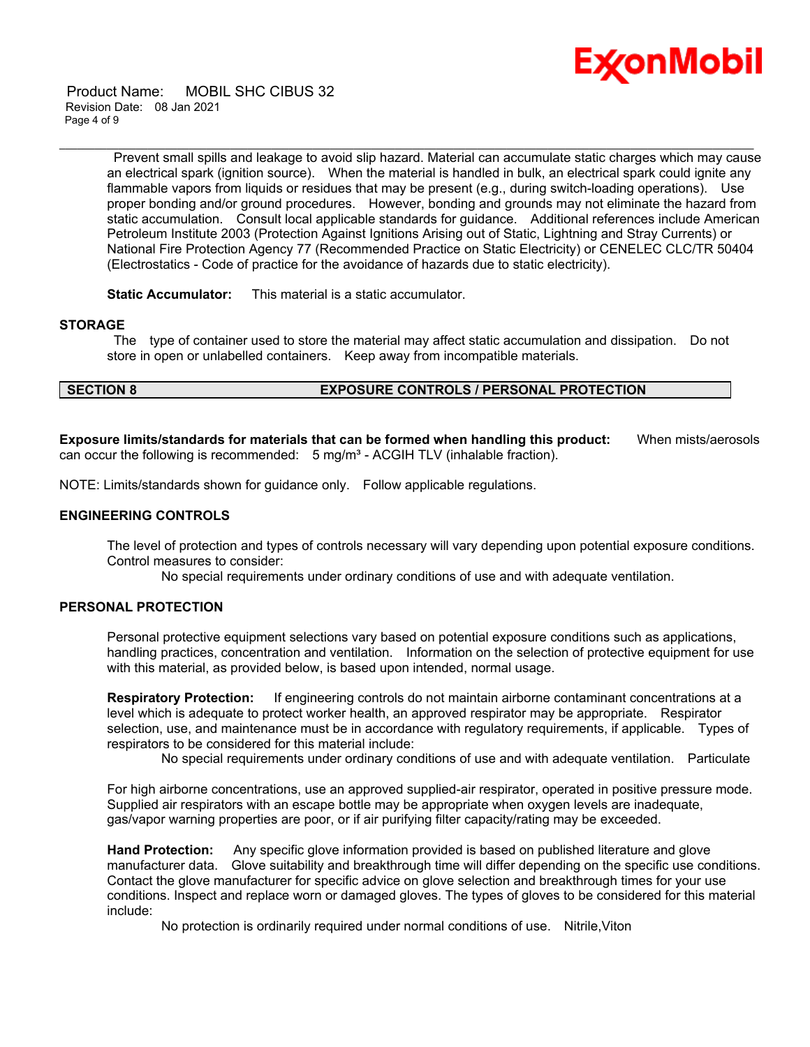Prevent small spills and leakage to avoid slip hazard. Material can accumulate static charges which may cause an electrical spark (ignition source). When the material is handled in bulk, an electrical spark could ignite any flammable vapors from liquids or residues that may be present (e.g., during switch-loading operations). Use proper bonding and/or ground procedures. However, bonding and grounds may not eliminate the hazard from static accumulation. Consult local applicable standards for guidance. Additional references include American Petroleum Institute 2003 (Protection Against Ignitions Arising out of Static, Lightning and Stray Currents) or National Fire Protection Agency 77 (Recommended Practice on Static Electricity) or CENELEC CLC/TR 50404 (Electrostatics - Code of practice for the avoidance of hazards due to static electricity).

**Static Accumulator:** This material is a static accumulator.

### STORAGE

The type of container used to store the material may affect static accumulation and dissipation. Do not store in open or unlabelled containers. Keep away from incompatible materials.

## SECTION 8 EXPOSURE CONTROLS / PERSONAL PROTECTION

**Exposure limits/standards for materials that can be formed when handling this product:** When mists/aerosols can occur the following is recommended: 5 mg/m³ - ACGIH TLV (inhalable fraction).

NOTE: Limits/standards shown for guidance only. Follow applicable regulations.

### ENGINEERING CONTROLS

The level of protection and types of controls necessary will vary depending upon potential exposure conditions. Control measures to consider:

No special requirements under ordinary conditions of use and with adequate ventilation.

### PERSONAL PROTECTION

Personal protective equipment selections vary based on potential exposure conditions such as applications, handling practices, concentration and ventilation. Information on the selection of protective equipment for use with this material, as provided below, is based upon intended, normal usage.

**Respiratory Protection:** If engineering controls do not maintain airborne contaminant concentrations at a level which is adequate to protect worker health, an approved respirator may be appropriate. Respirator selection, use, and maintenance must be in accordance with regulatory requirements, if applicable. Types of respirators to be considered for this material include:

No special requirements under ordinary conditions of use and with adequate ventilation. Particulate

For high airborne concentrations, use an approved supplied-air respirator, operated in positive pressure mode. Supplied air respirators with an escape bottle may be appropriate when oxygen levels are inadequate, gas/vapor warning properties are poor, or if air purifying filter capacity/rating may be exceeded.

**Hand Protection:** Any specific glove information provided is based on published literature and glove manufacturer data. Glove suitability and breakthrough time will differ depending on the specific use conditions. Contact the glove manufacturer for specific advice on glove selection and breakthrough times for your use conditions. Inspect and replace worn or damaged gloves. The types of gloves to be considered for this material include:

No protection is ordinarily required under normal conditions of use. Nitrile,Viton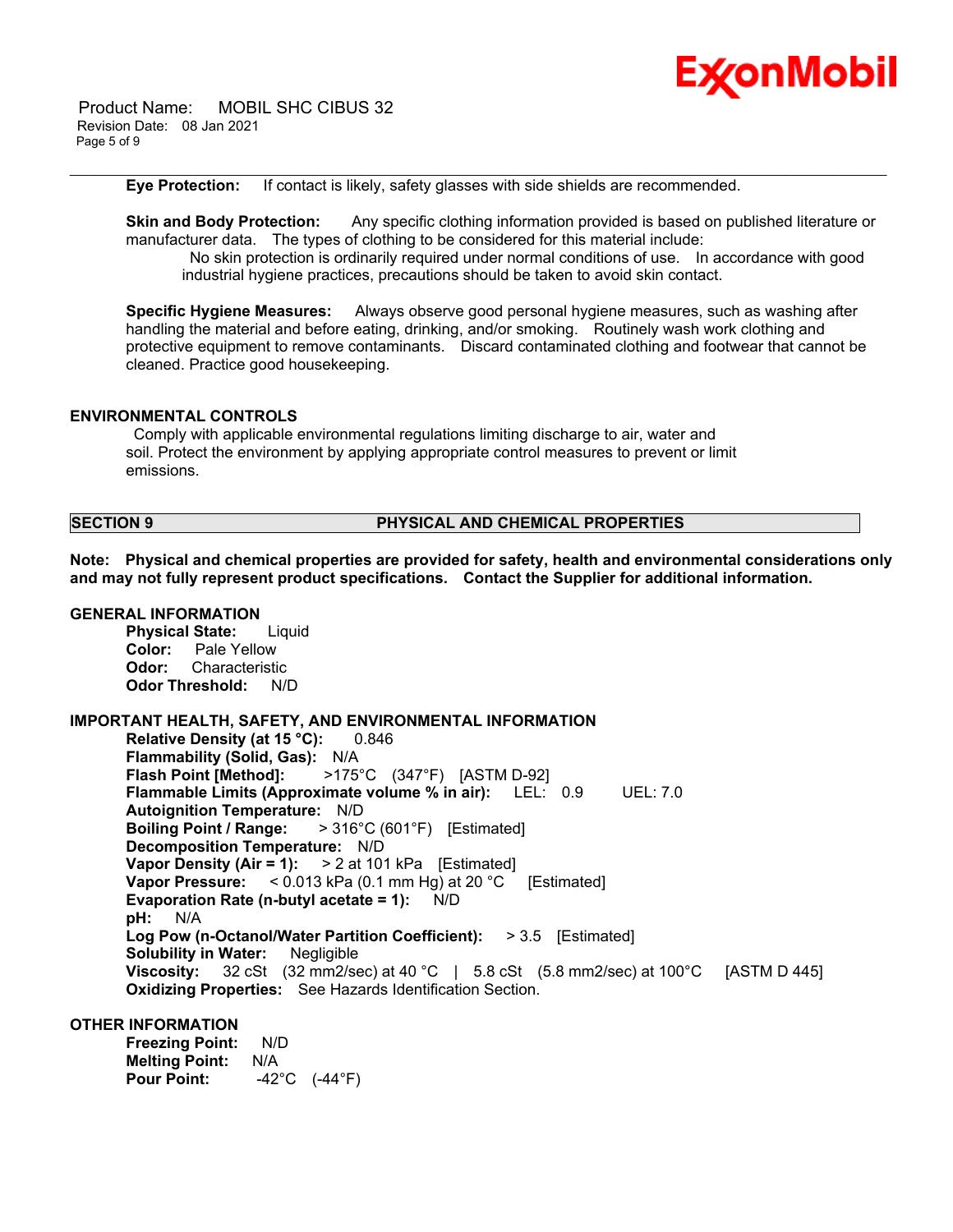**Eye Protection:** If contact is likely, safety glasses with side shields are recommended.

**Skin and Body Protection:** Any specific clothing information provided is based on published literature or manufacturer data. The types of clothing to be considered for this material include:

No skin protection is ordinarily required under normal conditions of use. In accordance with good industrial hygiene practices, precautions should be taken to avoid skin contact.

**Specific Hygiene Measures:** Always observe good personal hygiene measures, such as washing after handling the material and before eating, drinking, and/or smoking. Routinely wash work clothing and protective equipment to remove contaminants. Discard contaminated clothing and footwear that cannot be cleaned. Practice good housekeeping.

### ENVIRONMENTAL CONTROLS

Comply with applicable environmental regulations limiting discharge to air, water and soil. Protect the environment by applying appropriate control measures to prevent or limit emissions.

## SECTION 9 PHYSICAL AND CHEMICAL PROPERTIES

**Note: Physical and chemical properties are provided for safety, health and environmental considerations only and may not fully represent product specifications. Contact the Supplier for additional information.**

### GENERAL INFORMATION

**Physical State:** Liquid
**Color:** Pale Yellow
**Odor:** Characteristic
**Odor Threshold:** N/D

### IMPORTANT HEALTH, SAFETY, AND ENVIRONMENTAL INFORMATION

**Relative Density (at 15 °C):** 0.846
**Flammability (Solid, Gas):** N/A
**Flash Point [Method]:** >175°C (347°F) [ASTM D-92]
**Flammable Limits (Approximate volume % in air):** LEL: 0.9 UEL: 7.0
**Autoignition Temperature:** N/D
**Boiling Point / Range:** > 316°C (601°F) [Estimated]
**Decomposition Temperature:** N/D
**Vapor Density (Air = 1):** > 2 at 101 kPa [Estimated]
**Vapor Pressure:** < 0.013 kPa (0.1 mm Hg) at 20 °C [Estimated]
**Evaporation Rate (n-butyl acetate = 1):** N/D
**pH:** N/A
**Log Pow (n-Octanol/Water Partition Coefficient):** > 3.5 [Estimated]
**Solubility in Water:** Negligible
**Viscosity:** 32 cSt (32 mm2/sec) at 40 °C | 5.8 cSt (5.8 mm2/sec) at 100°C [ASTM D 445]
**Oxidizing Properties:** See Hazards Identification Section.

### OTHER INFORMATION

**Freezing Point:** N/D
**Melting Point:** N/A
**Pour Point:** -42°C (-44°F)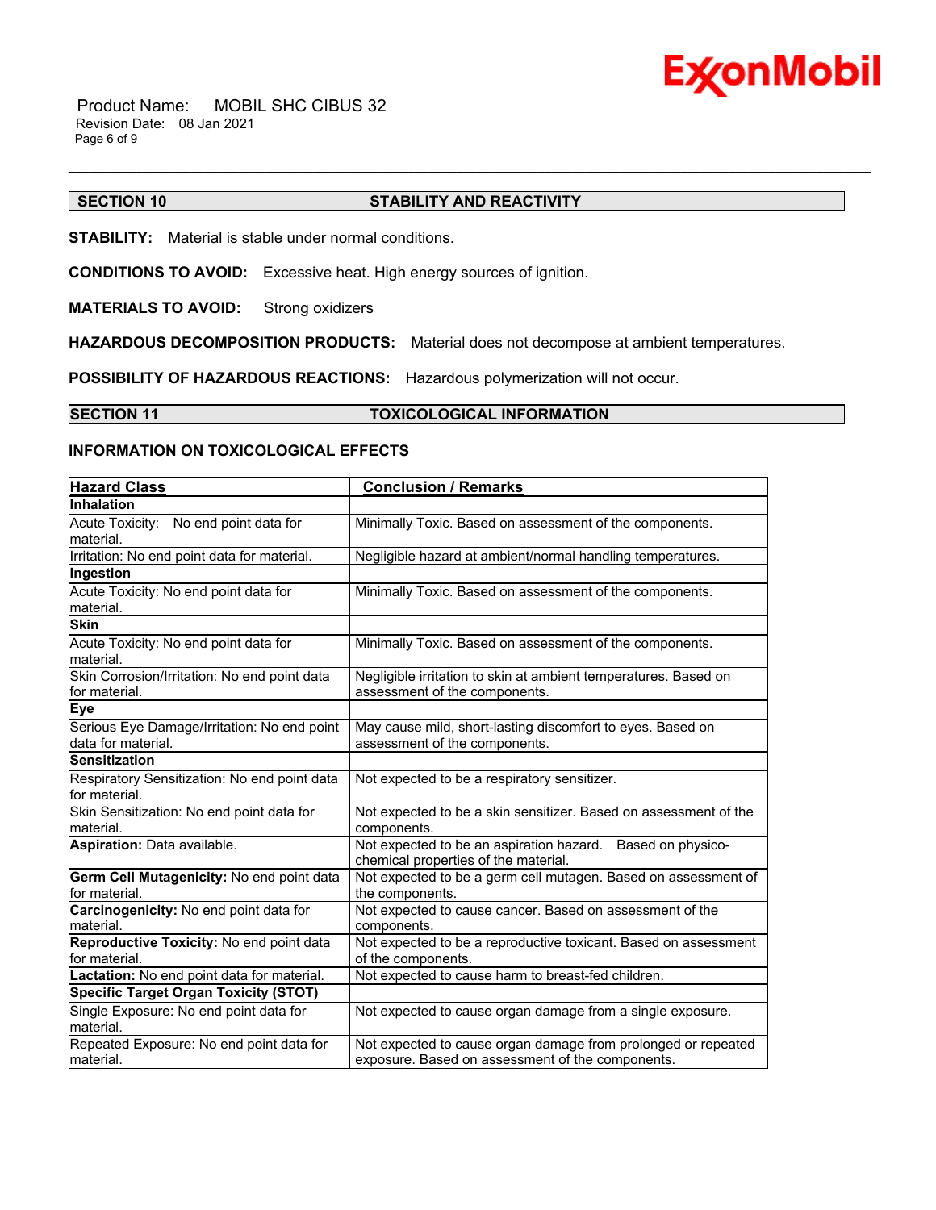## SECTION 10 STABILITY AND REACTIVITY

**STABILITY:** Material is stable under normal conditions.

**CONDITIONS TO AVOID:** Excessive heat. High energy sources of ignition.

**MATERIALS TO AVOID:** Strong oxidizers

**HAZARDOUS DECOMPOSITION PRODUCTS:** Material does not decompose at ambient temperatures.

**POSSIBILITY OF HAZARDOUS REACTIONS:** Hazardous polymerization will not occur.

## SECTION 11 TOXICOLOGICAL INFORMATION

### INFORMATION ON TOXICOLOGICAL EFFECTS

| Hazard Class | Conclusion / Remarks |
|---|---|
| **Inhalation** | |
| Acute Toxicity: No end point data for material. | Minimally Toxic. Based on assessment of the components. |
| Irritation: No end point data for material. | Negligible hazard at ambient/normal handling temperatures. |
| **Ingestion** | |
| Acute Toxicity: No end point data for material. | Minimally Toxic. Based on assessment of the components. |
| **Skin** | |
| Acute Toxicity: No end point data for material. | Minimally Toxic. Based on assessment of the components. |
| Skin Corrosion/Irritation: No end point data for material. | Negligible irritation to skin at ambient temperatures. Based on assessment of the components. |
| **Eye** | |
| Serious Eye Damage/Irritation: No end point data for material. | May cause mild, short-lasting discomfort to eyes. Based on assessment of the components. |
| **Sensitization** | |
| Respiratory Sensitization: No end point data for material. | Not expected to be a respiratory sensitizer. |
| Skin Sensitization: No end point data for material. | Not expected to be a skin sensitizer. Based on assessment of the components. |
| **Aspiration:** Data available. | Not expected to be an aspiration hazard. Based on physico-chemical properties of the material. |
| **Germ Cell Mutagenicity:** No end point data for material. | Not expected to be a germ cell mutagen. Based on assessment of the components. |
| **Carcinogenicity:** No end point data for material. | Not expected to cause cancer. Based on assessment of the components. |
| **Reproductive Toxicity:** No end point data for material. | Not expected to be a reproductive toxicant. Based on assessment of the components. |
| **Lactation:** No end point data for material. | Not expected to cause harm to breast-fed children. |
| **Specific Target Organ Toxicity (STOT)** | |
| Single Exposure: No end point data for material. | Not expected to cause organ damage from a single exposure. |
| Repeated Exposure: No end point data for material. | Not expected to cause organ damage from prolonged or repeated exposure. Based on assessment of the components. |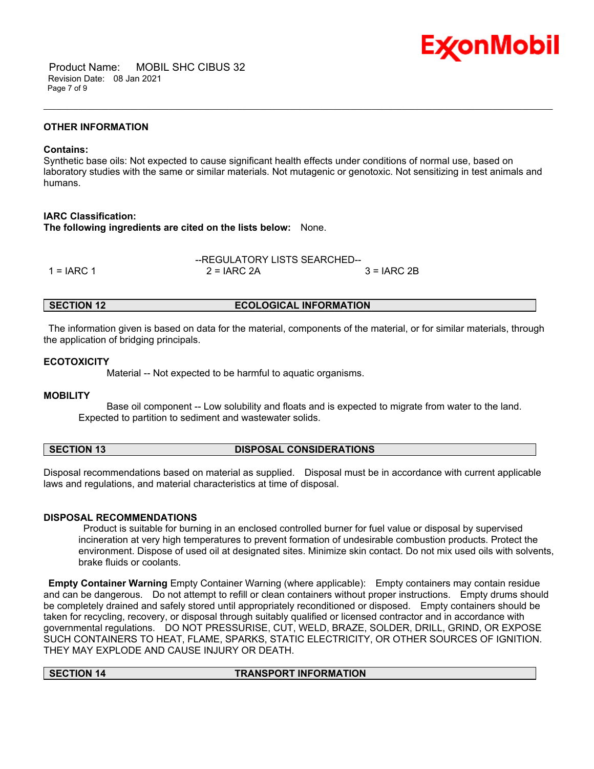### OTHER INFORMATION

**Contains:**
Synthetic base oils: Not expected to cause significant health effects under conditions of normal use, based on laboratory studies with the same or similar materials. Not mutagenic or genotoxic. Not sensitizing in test animals and humans.

**IARC Classification:**
**The following ingredients are cited on the lists below:** None.

--REGULATORY LISTS SEARCHED--

| 1 = IARC 1 | 2 = IARC 2A | 3 = IARC 2B |
|---|---|---|

## SECTION 12 ECOLOGICAL INFORMATION

The information given is based on data for the material, components of the material, or for similar materials, through the application of bridging principals.

### ECOTOXICITY

Material -- Not expected to be harmful to aquatic organisms.

### MOBILITY

Base oil component -- Low solubility and floats and is expected to migrate from water to the land. Expected to partition to sediment and wastewater solids.

## SECTION 13 DISPOSAL CONSIDERATIONS

Disposal recommendations based on material as supplied. Disposal must be in accordance with current applicable laws and regulations, and material characteristics at time of disposal.

### DISPOSAL RECOMMENDATIONS

Product is suitable for burning in an enclosed controlled burner for fuel value or disposal by supervised incineration at very high temperatures to prevent formation of undesirable combustion products. Protect the environment. Dispose of used oil at designated sites. Minimize skin contact. Do not mix used oils with solvents, brake fluids or coolants.

**Empty Container Warning** Empty Container Warning (where applicable): Empty containers may contain residue and can be dangerous. Do not attempt to refill or clean containers without proper instructions. Empty drums should be completely drained and safely stored until appropriately reconditioned or disposed. Empty containers should be taken for recycling, recovery, or disposal through suitably qualified or licensed contractor and in accordance with governmental regulations. DO NOT PRESSURISE, CUT, WELD, BRAZE, SOLDER, DRILL, GRIND, OR EXPOSE SUCH CONTAINERS TO HEAT, FLAME, SPARKS, STATIC ELECTRICITY, OR OTHER SOURCES OF IGNITION. THEY MAY EXPLODE AND CAUSE INJURY OR DEATH.

## SECTION 14 TRANSPORT INFORMATION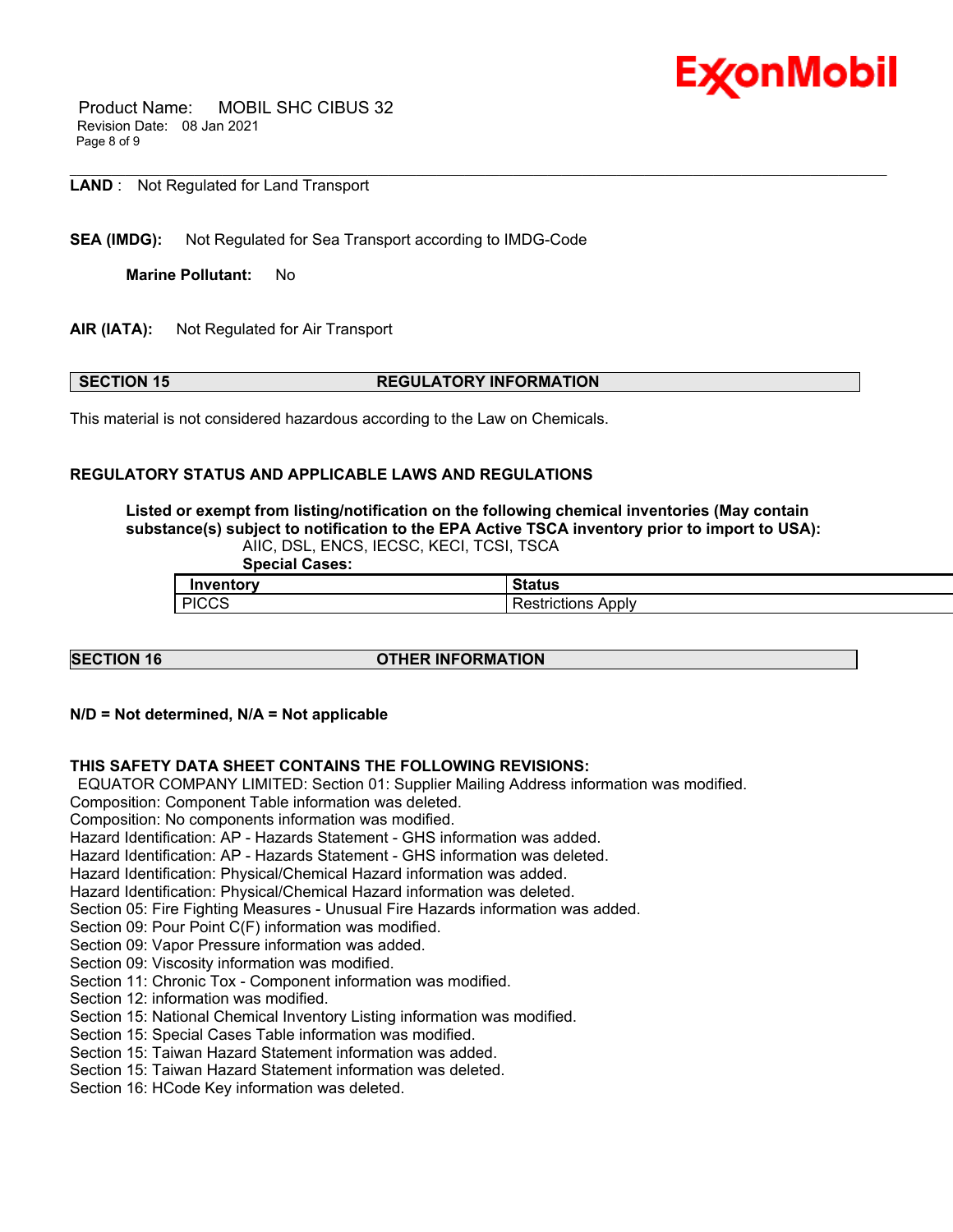**LAND** : Not Regulated for Land Transport

**SEA (IMDG):** Not Regulated for Sea Transport according to IMDG-Code

**Marine Pollutant:** No

**AIR (IATA):** Not Regulated for Air Transport

## SECTION 15 REGULATORY INFORMATION

This material is not considered hazardous according to the Law on Chemicals.

### REGULATORY STATUS AND APPLICABLE LAWS AND REGULATIONS

**Listed or exempt from listing/notification on the following chemical inventories (May contain substance(s) subject to notification to the EPA Active TSCA inventory prior to import to USA):**

AIIC, DSL, ENCS, IECSC, KECI, TCSI, TSCA

**Special Cases:**

| Inventory | Status |
|---|---|
| PICCS | Restrictions Apply |

## SECTION 16 OTHER INFORMATION

**N/D = Not determined, N/A = Not applicable**

**THIS SAFETY DATA SHEET CONTAINS THE FOLLOWING REVISIONS:**

EQUATOR COMPANY LIMITED: Section 01: Supplier Mailing Address information was modified.
Composition: Component Table information was deleted.
Composition: No components information was modified.
Hazard Identification: AP - Hazards Statement - GHS information was added.
Hazard Identification: AP - Hazards Statement - GHS information was deleted.
Hazard Identification: Physical/Chemical Hazard information was added.
Hazard Identification: Physical/Chemical Hazard information was deleted.
Section 05: Fire Fighting Measures - Unusual Fire Hazards information was added.
Section 09: Pour Point C(F) information was modified.
Section 09: Vapor Pressure information was added.
Section 09: Viscosity information was modified.
Section 11: Chronic Tox - Component information was modified.
Section 12: information was modified.
Section 15: National Chemical Inventory Listing information was modified.
Section 15: Special Cases Table information was modified.
Section 15: Taiwan Hazard Statement information was added.
Section 15: Taiwan Hazard Statement information was deleted.
Section 16: HCode Key information was deleted.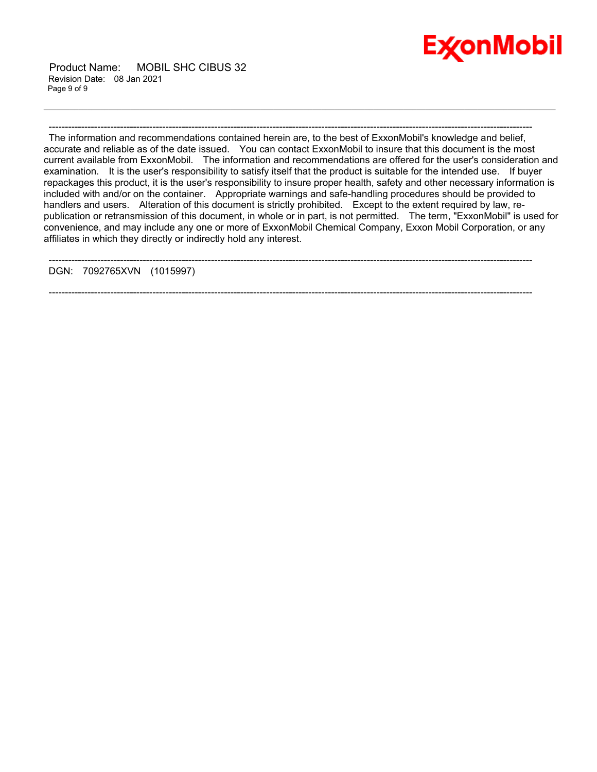---

The information and recommendations contained herein are, to the best of ExxonMobil's knowledge and belief, accurate and reliable as of the date issued. You can contact ExxonMobil to insure that this document is the most current available from ExxonMobil. The information and recommendations are offered for the user's consideration and examination. It is the user's responsibility to satisfy itself that the product is suitable for the intended use. If buyer repackages this product, it is the user's responsibility to insure proper health, safety and other necessary information is included with and/or on the container. Appropriate warnings and safe-handling procedures should be provided to handlers and users. Alteration of this document is strictly prohibited. Except to the extent required by law, re-publication or retransmission of this document, in whole or in part, is not permitted. The term, "ExxonMobil" is used for convenience, and may include any one or more of ExxonMobil Chemical Company, Exxon Mobil Corporation, or any affiliates in which they directly or indirectly hold any interest.

---

DGN: 7092765XVN (1015997)

---